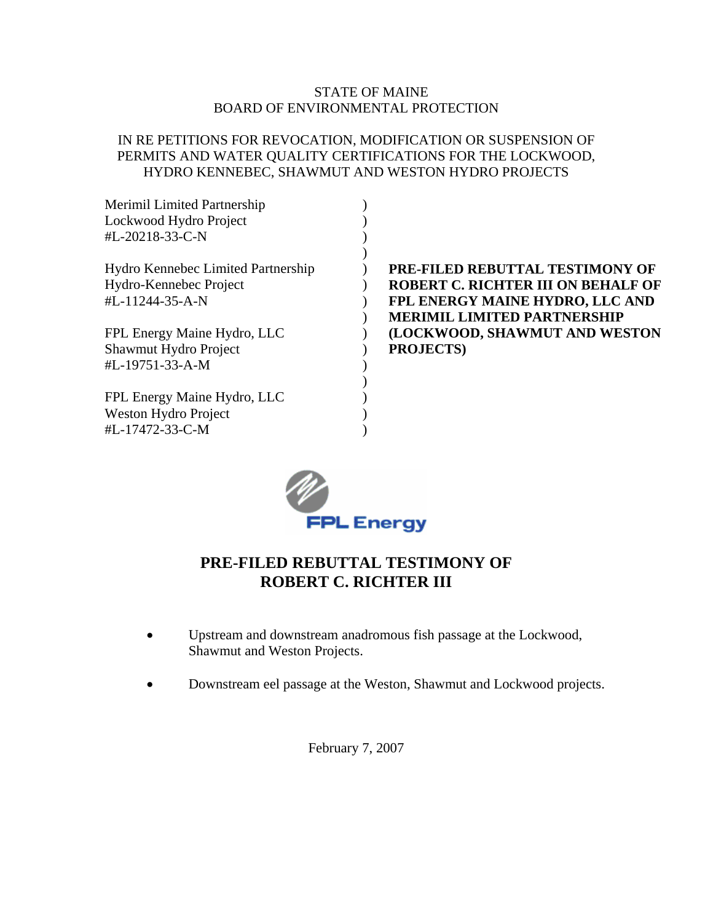STATE OF MAINE
BOARD OF ENVIRONMENTAL PROTECTION

IN RE PETITIONS FOR REVOCATION, MODIFICATION OR SUSPENSION OF PERMITS AND WATER QUALITY CERTIFICATIONS FOR THE LOCKWOOD, HYDRO KENNEBEC, SHAWMUT AND WESTON HYDRO PROJECTS

| | |
|---|---|
| Merimil Limited Partnership<br>Lockwood Hydro Project<br>#L-20218-33-C-N<br><br>Hydro Kennebec Limited Partnership<br>Hydro-Kennebec Project<br>#L-11244-35-A-N<br><br>FPL Energy Maine Hydro, LLC<br>Shawmut Hydro Project<br>#L-19751-33-A-M<br><br>FPL Energy Maine Hydro, LLC<br>Weston Hydro Project<br>#L-17472-33-C-M | **PRE-FILED REBUTTAL TESTIMONY OF ROBERT C. RICHTER III ON BEHALF OF FPL ENERGY MAINE HYDRO, LLC AND MERIMIL LIMITED PARTNERSHIP (LOCKWOOD, SHAWMUT AND WESTON PROJECTS)** |

FPL Energy

# PRE-FILED REBUTTAL TESTIMONY OF ROBERT C. RICHTER III

- Upstream and downstream anadromous fish passage at the Lockwood, Shawmut and Weston Projects.
- Downstream eel passage at the Weston, Shawmut and Lockwood projects.

February 7, 2007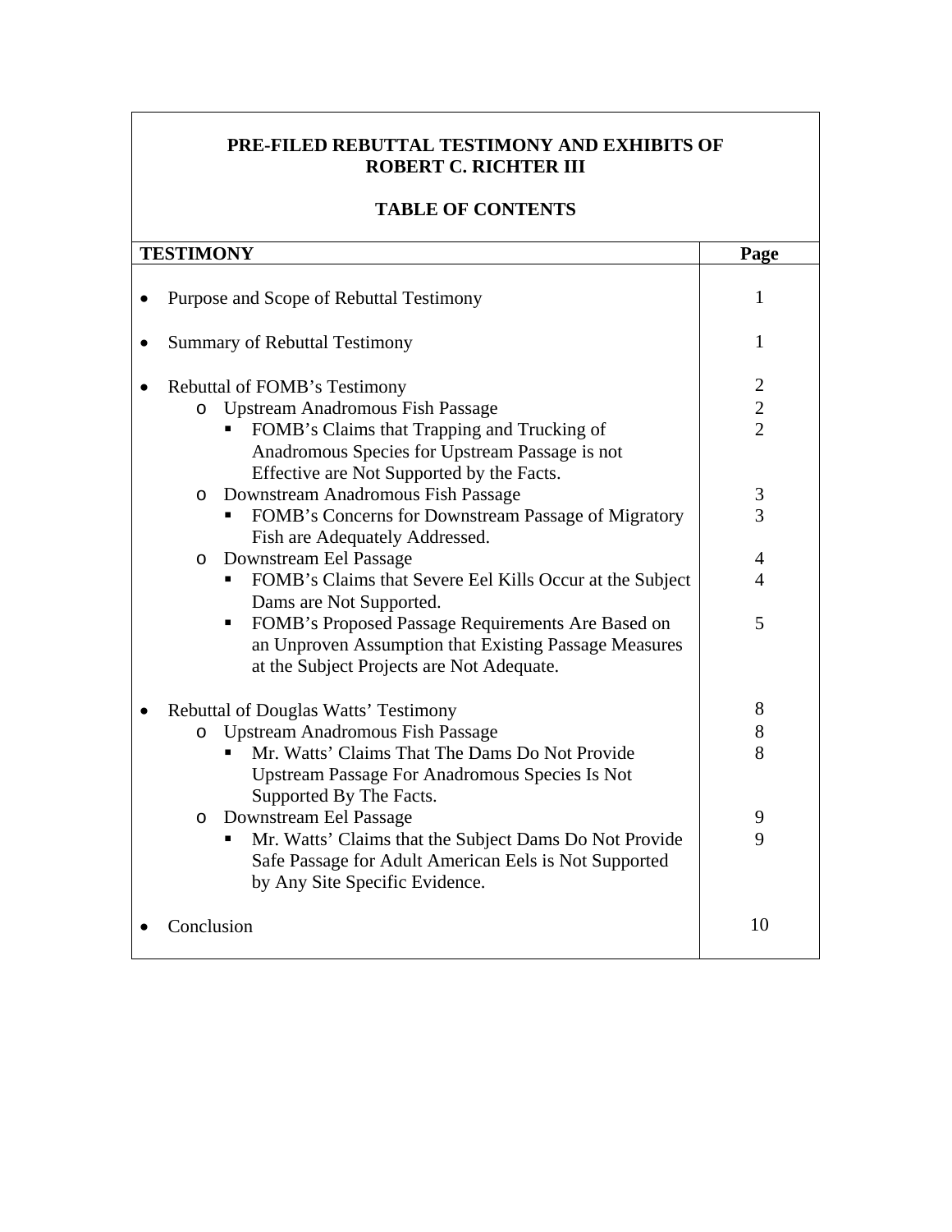# PRE-FILED REBUTTAL TESTIMONY AND EXHIBITS OF ROBERT C. RICHTER III

## TABLE OF CONTENTS

| TESTIMONY | Page |
|---|---|
| • Purpose and Scope of Rebuttal Testimony | 1 |
| • Summary of Rebuttal Testimony | 1 |
| • Rebuttal of FOMB's Testimony | 2 |
| o Upstream Anadromous Fish Passage | 2 |
| ▪ FOMB's Claims that Trapping and Trucking of Anadromous Species for Upstream Passage is not Effective are Not Supported by the Facts. | 2 |
| o Downstream Anadromous Fish Passage | 3 |
| ▪ FOMB's Concerns for Downstream Passage of Migratory Fish are Adequately Addressed. | 3 |
| o Downstream Eel Passage | 4 |
| ▪ FOMB's Claims that Severe Eel Kills Occur at the Subject Dams are Not Supported. | 4 |
| ▪ FOMB's Proposed Passage Requirements Are Based on an Unproven Assumption that Existing Passage Measures at the Subject Projects are Not Adequate. | 5 |
| • Rebuttal of Douglas Watts' Testimony | 8 |
| o Upstream Anadromous Fish Passage | 8 |
| ▪ Mr. Watts' Claims That The Dams Do Not Provide Upstream Passage For Anadromous Species Is Not Supported By The Facts. | 8 |
| o Downstream Eel Passage | 9 |
| ▪ Mr. Watts' Claims that the Subject Dams Do Not Provide Safe Passage for Adult American Eels is Not Supported by Any Site Specific Evidence. | 9 |
| • Conclusion | 10 |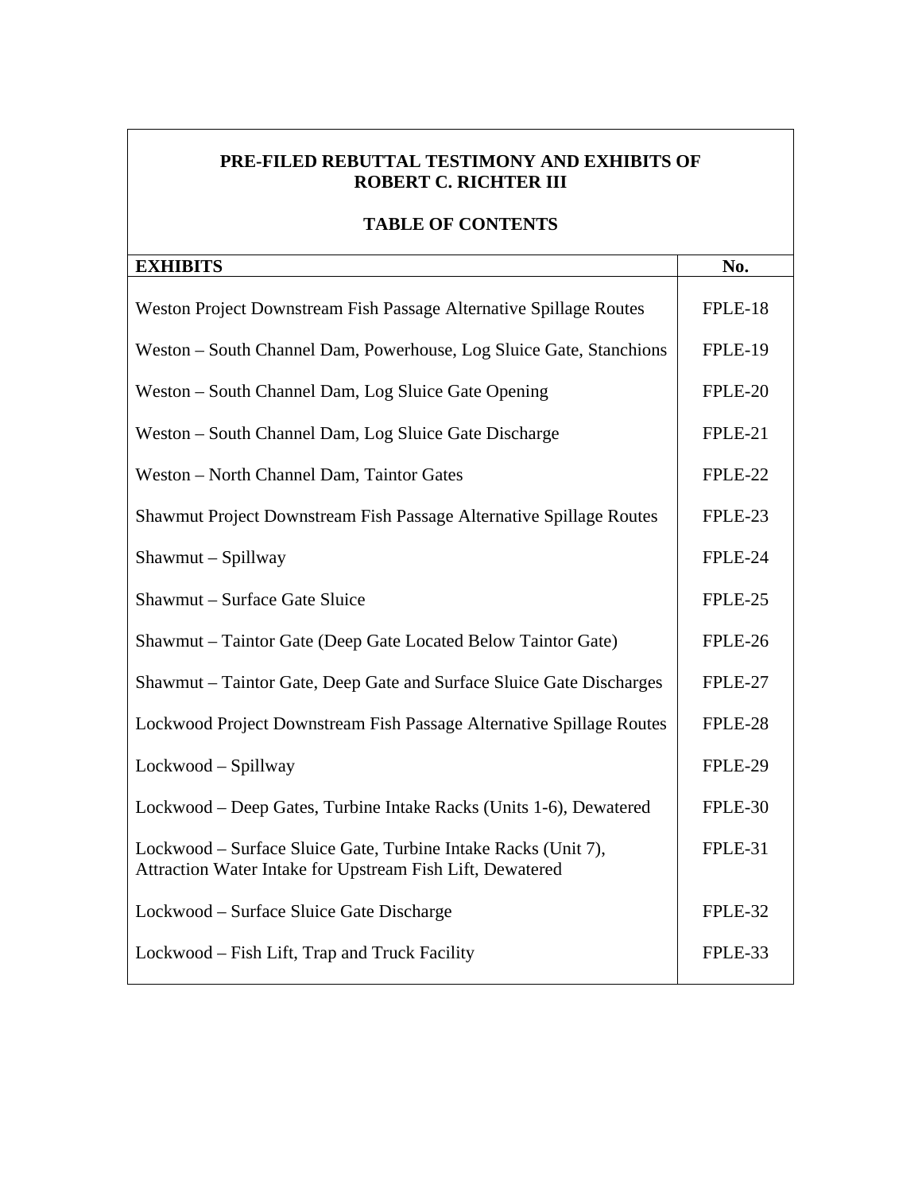## PRE-FILED REBUTTAL TESTIMONY AND EXHIBITS OF ROBERT C. RICHTER III

## TABLE OF CONTENTS

| EXHIBITS | No. |
|---|---|
| Weston Project Downstream Fish Passage Alternative Spillage Routes | FPLE-18 |
| Weston – South Channel Dam, Powerhouse, Log Sluice Gate, Stanchions | FPLE-19 |
| Weston – South Channel Dam, Log Sluice Gate Opening | FPLE-20 |
| Weston – South Channel Dam, Log Sluice Gate Discharge | FPLE-21 |
| Weston – North Channel Dam, Taintor Gates | FPLE-22 |
| Shawmut Project Downstream Fish Passage Alternative Spillage Routes | FPLE-23 |
| Shawmut – Spillway | FPLE-24 |
| Shawmut – Surface Gate Sluice | FPLE-25 |
| Shawmut – Taintor Gate (Deep Gate Located Below Taintor Gate) | FPLE-26 |
| Shawmut – Taintor Gate, Deep Gate and Surface Sluice Gate Discharges | FPLE-27 |
| Lockwood Project Downstream Fish Passage Alternative Spillage Routes | FPLE-28 |
| Lockwood – Spillway | FPLE-29 |
| Lockwood – Deep Gates, Turbine Intake Racks (Units 1-6), Dewatered | FPLE-30 |
| Lockwood – Surface Sluice Gate, Turbine Intake Racks (Unit 7), Attraction Water Intake for Upstream Fish Lift, Dewatered | FPLE-31 |
| Lockwood – Surface Sluice Gate Discharge | FPLE-32 |
| Lockwood – Fish Lift, Trap and Truck Facility | FPLE-33 |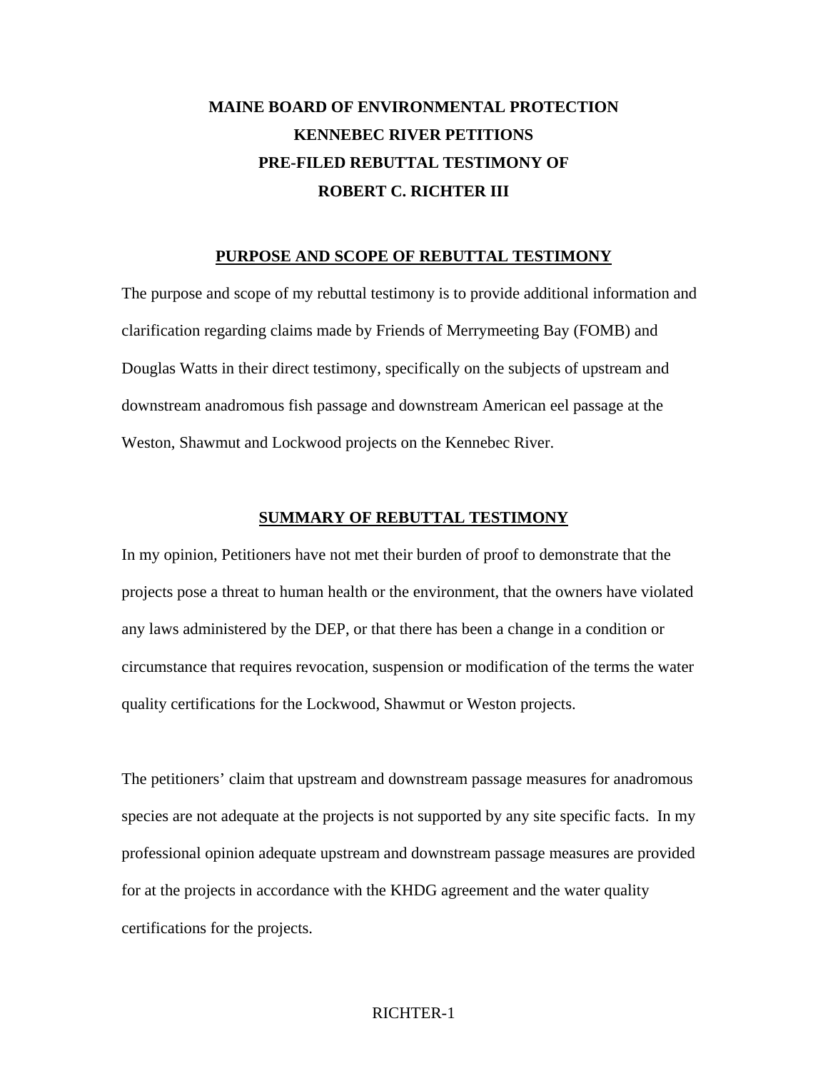# MAINE BOARD OF ENVIRONMENTAL PROTECTION
# KENNEBEC RIVER PETITIONS
# PRE-FILED REBUTTAL TESTIMONY OF
# ROBERT C. RICHTER III

## PURPOSE AND SCOPE OF REBUTTAL TESTIMONY

The purpose and scope of my rebuttal testimony is to provide additional information and clarification regarding claims made by Friends of Merrymeeting Bay (FOMB) and Douglas Watts in their direct testimony, specifically on the subjects of upstream and downstream anadromous fish passage and downstream American eel passage at the Weston, Shawmut and Lockwood projects on the Kennebec River.

## SUMMARY OF REBUTTAL TESTIMONY

In my opinion, Petitioners have not met their burden of proof to demonstrate that the projects pose a threat to human health or the environment, that the owners have violated any laws administered by the DEP, or that there has been a change in a condition or circumstance that requires revocation, suspension or modification of the terms the water quality certifications for the Lockwood, Shawmut or Weston projects.

The petitioners' claim that upstream and downstream passage measures for anadromous species are not adequate at the projects is not supported by any site specific facts. In my professional opinion adequate upstream and downstream passage measures are provided for at the projects in accordance with the KHDG agreement and the water quality certifications for the projects.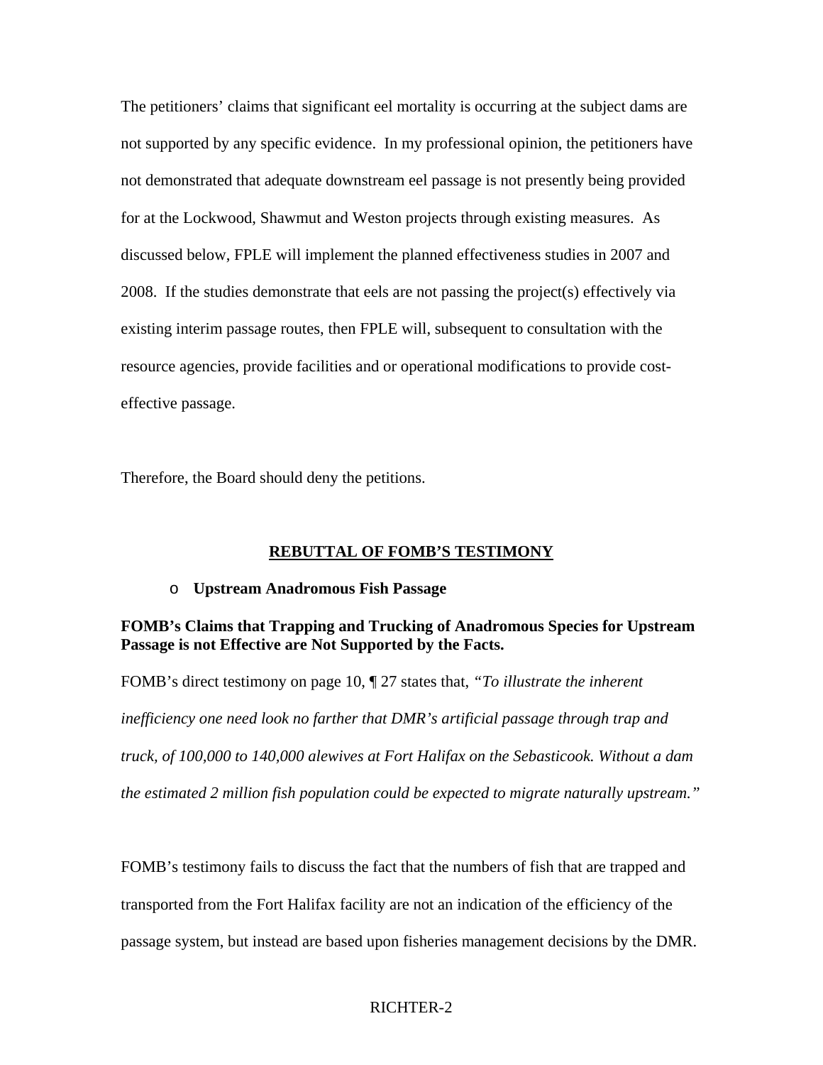The petitioners' claims that significant eel mortality is occurring at the subject dams are not supported by any specific evidence. In my professional opinion, the petitioners have not demonstrated that adequate downstream eel passage is not presently being provided for at the Lockwood, Shawmut and Weston projects through existing measures. As discussed below, FPLE will implement the planned effectiveness studies in 2007 and 2008. If the studies demonstrate that eels are not passing the project(s) effectively via existing interim passage routes, then FPLE will, subsequent to consultation with the resource agencies, provide facilities and or operational modifications to provide cost-effective passage.

Therefore, the Board should deny the petitions.

## REBUTTAL OF FOMB'S TESTIMONY

- **Upstream Anadromous Fish Passage**

**FOMB's Claims that Trapping and Trucking of Anadromous Species for Upstream Passage is not Effective are Not Supported by the Facts.**

FOMB's direct testimony on page 10, ¶ 27 states that, *"To illustrate the inherent inefficiency one need look no farther that DMR's artificial passage through trap and truck, of 100,000 to 140,000 alewives at Fort Halifax on the Sebasticook. Without a dam the estimated 2 million fish population could be expected to migrate naturally upstream."*

FOMB's testimony fails to discuss the fact that the numbers of fish that are trapped and transported from the Fort Halifax facility are not an indication of the efficiency of the passage system, but instead are based upon fisheries management decisions by the DMR.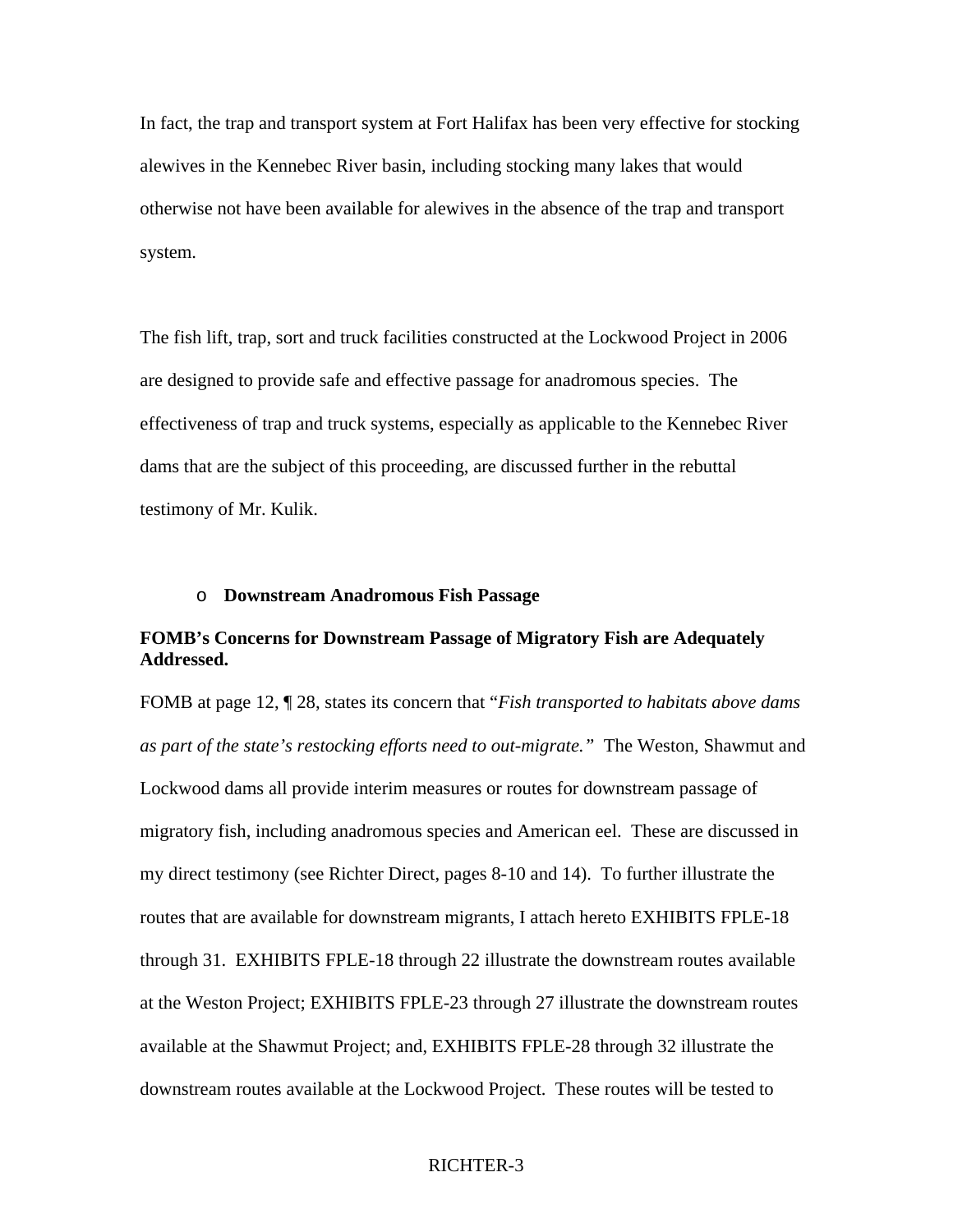In fact, the trap and transport system at Fort Halifax has been very effective for stocking alewives in the Kennebec River basin, including stocking many lakes that would otherwise not have been available for alewives in the absence of the trap and transport system.

The fish lift, trap, sort and truck facilities constructed at the Lockwood Project in 2006 are designed to provide safe and effective passage for anadromous species. The effectiveness of trap and truck systems, especially as applicable to the Kennebec River dams that are the subject of this proceeding, are discussed further in the rebuttal testimony of Mr. Kulik.

- **Downstream Anadromous Fish Passage**

**FOMB's Concerns for Downstream Passage of Migratory Fish are Adequately Addressed.**

FOMB at page 12, ¶ 28, states its concern that "*Fish transported to habitats above dams as part of the state's restocking efforts need to out-migrate."* The Weston, Shawmut and Lockwood dams all provide interim measures or routes for downstream passage of migratory fish, including anadromous species and American eel. These are discussed in my direct testimony (see Richter Direct, pages 8-10 and 14). To further illustrate the routes that are available for downstream migrants, I attach hereto EXHIBITS FPLE-18 through 31. EXHIBITS FPLE-18 through 22 illustrate the downstream routes available at the Weston Project; EXHIBITS FPLE-23 through 27 illustrate the downstream routes available at the Shawmut Project; and, EXHIBITS FPLE-28 through 32 illustrate the downstream routes available at the Lockwood Project. These routes will be tested to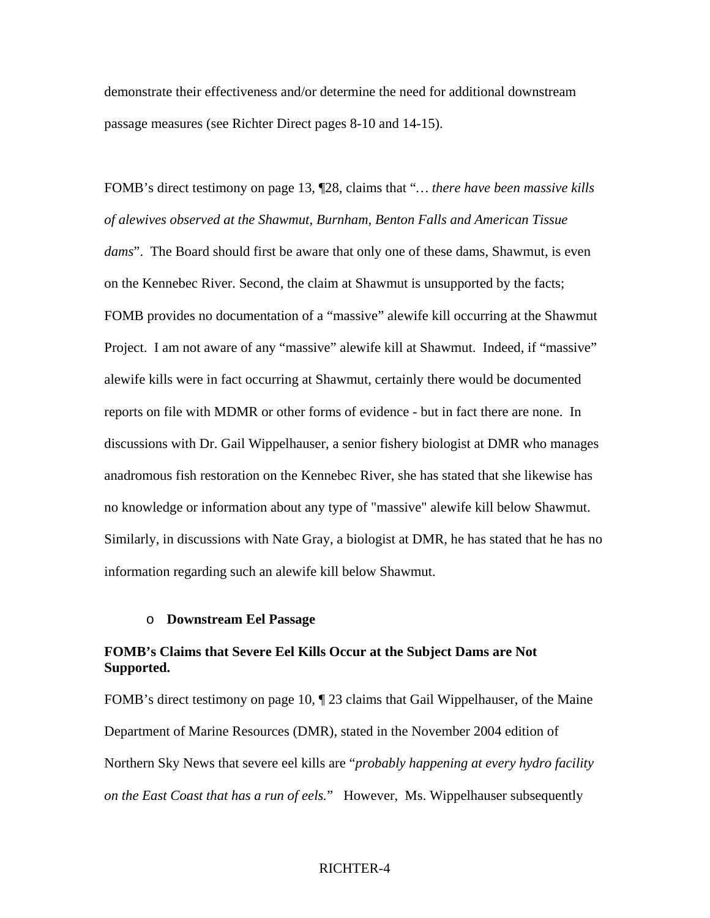demonstrate their effectiveness and/or determine the need for additional downstream passage measures (see Richter Direct pages 8-10 and 14-15).

FOMB's direct testimony on page 13, ¶28, claims that "*… there have been massive kills of alewives observed at the Shawmut, Burnham, Benton Falls and American Tissue dams*". The Board should first be aware that only one of these dams, Shawmut, is even on the Kennebec River. Second, the claim at Shawmut is unsupported by the facts; FOMB provides no documentation of a "massive" alewife kill occurring at the Shawmut Project. I am not aware of any "massive" alewife kill at Shawmut. Indeed, if "massive" alewife kills were in fact occurring at Shawmut, certainly there would be documented reports on file with MDMR or other forms of evidence - but in fact there are none. In discussions with Dr. Gail Wippelhauser, a senior fishery biologist at DMR who manages anadromous fish restoration on the Kennebec River, she has stated that she likewise has no knowledge or information about any type of "massive" alewife kill below Shawmut. Similarly, in discussions with Nate Gray, a biologist at DMR, he has stated that he has no information regarding such an alewife kill below Shawmut.

- **Downstream Eel Passage**

**FOMB's Claims that Severe Eel Kills Occur at the Subject Dams are Not Supported.**

FOMB's direct testimony on page 10, ¶ 23 claims that Gail Wippelhauser, of the Maine Department of Marine Resources (DMR), stated in the November 2004 edition of Northern Sky News that severe eel kills are "*probably happening at every hydro facility on the East Coast that has a run of eels.*" However, Ms. Wippelhauser subsequently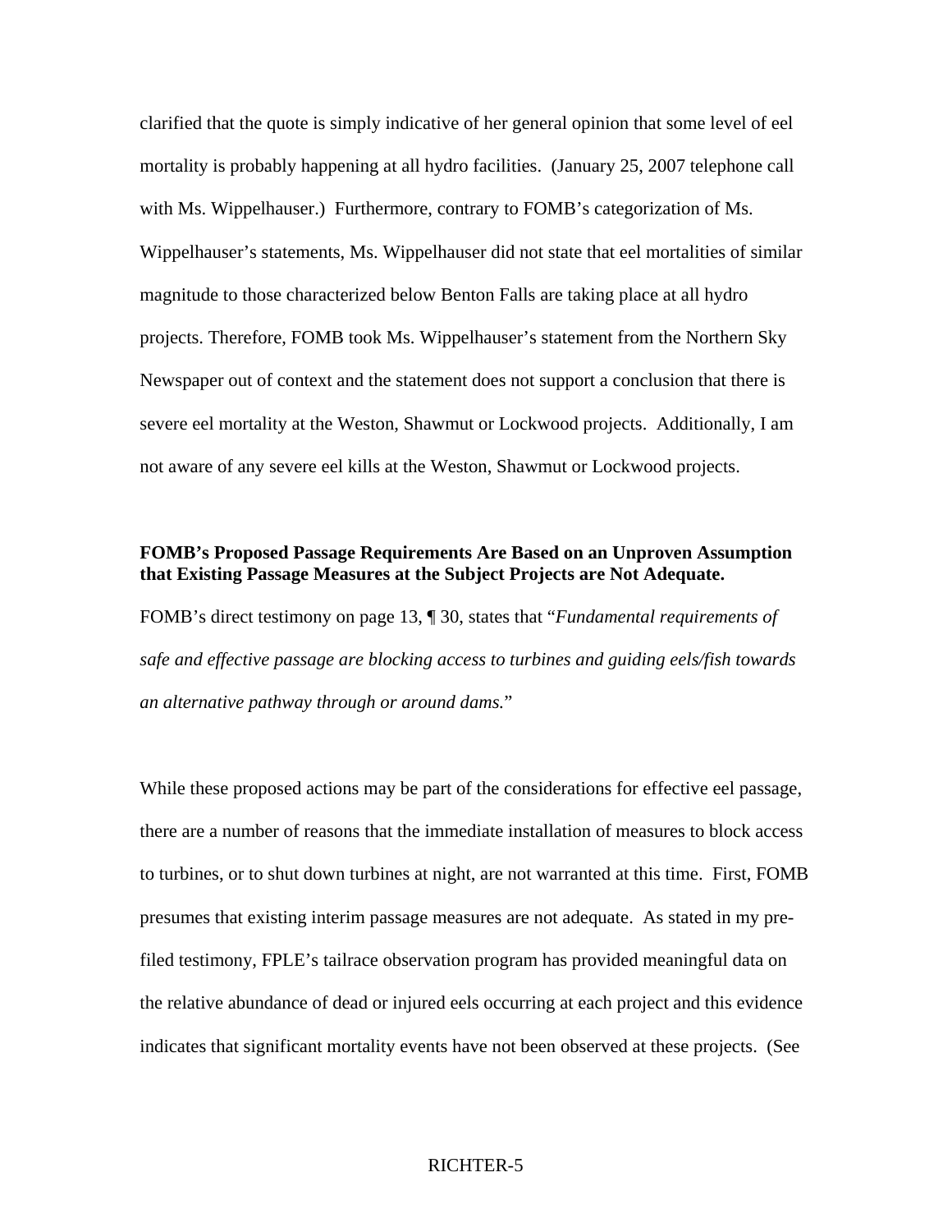clarified that the quote is simply indicative of her general opinion that some level of eel mortality is probably happening at all hydro facilities. (January 25, 2007 telephone call with Ms. Wippelhauser.) Furthermore, contrary to FOMB's categorization of Ms. Wippelhauser's statements, Ms. Wippelhauser did not state that eel mortalities of similar magnitude to those characterized below Benton Falls are taking place at all hydro projects. Therefore, FOMB took Ms. Wippelhauser's statement from the Northern Sky Newspaper out of context and the statement does not support a conclusion that there is severe eel mortality at the Weston, Shawmut or Lockwood projects. Additionally, I am not aware of any severe eel kills at the Weston, Shawmut or Lockwood projects.

**FOMB's Proposed Passage Requirements Are Based on an Unproven Assumption that Existing Passage Measures at the Subject Projects are Not Adequate.**

FOMB's direct testimony on page 13, ¶ 30, states that "*Fundamental requirements of safe and effective passage are blocking access to turbines and guiding eels/fish towards an alternative pathway through or around dams.*"

While these proposed actions may be part of the considerations for effective eel passage, there are a number of reasons that the immediate installation of measures to block access to turbines, or to shut down turbines at night, are not warranted at this time. First, FOMB presumes that existing interim passage measures are not adequate. As stated in my pre-filed testimony, FPLE's tailrace observation program has provided meaningful data on the relative abundance of dead or injured eels occurring at each project and this evidence indicates that significant mortality events have not been observed at these projects. (See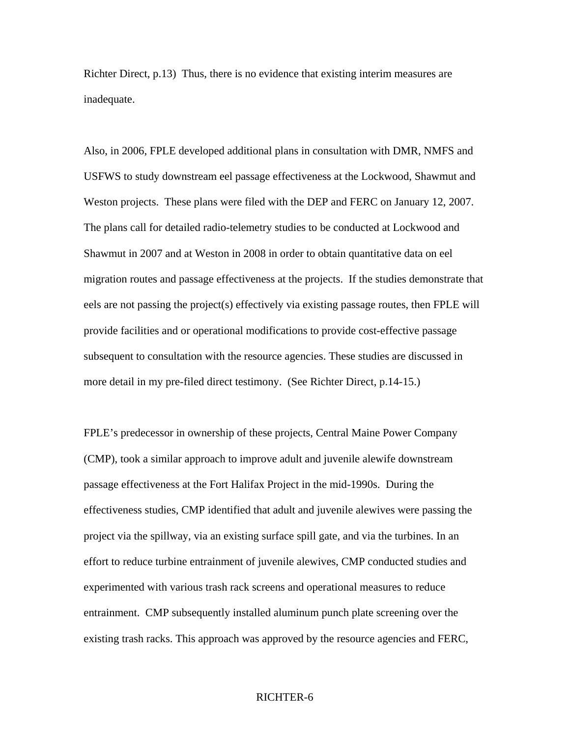Richter Direct, p.13) Thus, there is no evidence that existing interim measures are inadequate.

Also, in 2006, FPLE developed additional plans in consultation with DMR, NMFS and USFWS to study downstream eel passage effectiveness at the Lockwood, Shawmut and Weston projects. These plans were filed with the DEP and FERC on January 12, 2007. The plans call for detailed radio-telemetry studies to be conducted at Lockwood and Shawmut in 2007 and at Weston in 2008 in order to obtain quantitative data on eel migration routes and passage effectiveness at the projects. If the studies demonstrate that eels are not passing the project(s) effectively via existing passage routes, then FPLE will provide facilities and or operational modifications to provide cost-effective passage subsequent to consultation with the resource agencies. These studies are discussed in more detail in my pre-filed direct testimony. (See Richter Direct, p.14-15.)

FPLE's predecessor in ownership of these projects, Central Maine Power Company (CMP), took a similar approach to improve adult and juvenile alewife downstream passage effectiveness at the Fort Halifax Project in the mid-1990s. During the effectiveness studies, CMP identified that adult and juvenile alewives were passing the project via the spillway, via an existing surface spill gate, and via the turbines. In an effort to reduce turbine entrainment of juvenile alewives, CMP conducted studies and experimented with various trash rack screens and operational measures to reduce entrainment. CMP subsequently installed aluminum punch plate screening over the existing trash racks. This approach was approved by the resource agencies and FERC,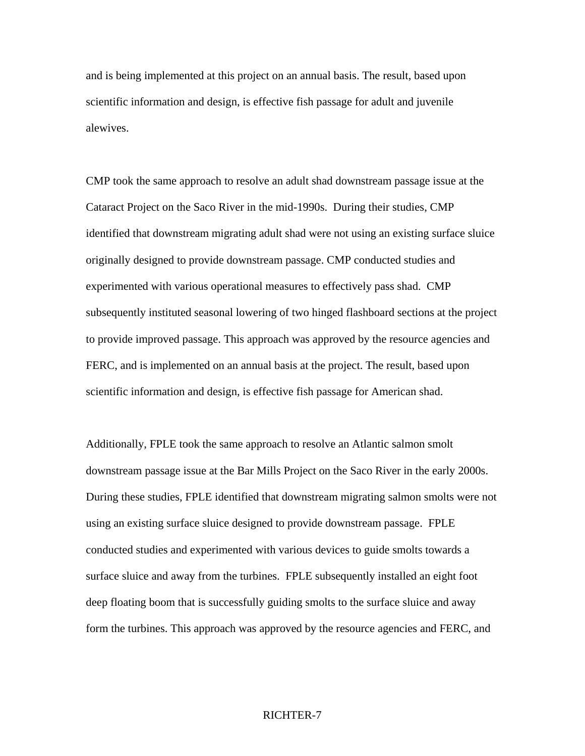and is being implemented at this project on an annual basis. The result, based upon scientific information and design, is effective fish passage for adult and juvenile alewives.

CMP took the same approach to resolve an adult shad downstream passage issue at the Cataract Project on the Saco River in the mid-1990s. During their studies, CMP identified that downstream migrating adult shad were not using an existing surface sluice originally designed to provide downstream passage. CMP conducted studies and experimented with various operational measures to effectively pass shad. CMP subsequently instituted seasonal lowering of two hinged flashboard sections at the project to provide improved passage. This approach was approved by the resource agencies and FERC, and is implemented on an annual basis at the project. The result, based upon scientific information and design, is effective fish passage for American shad.

Additionally, FPLE took the same approach to resolve an Atlantic salmon smolt downstream passage issue at the Bar Mills Project on the Saco River in the early 2000s. During these studies, FPLE identified that downstream migrating salmon smolts were not using an existing surface sluice designed to provide downstream passage. FPLE conducted studies and experimented with various devices to guide smolts towards a surface sluice and away from the turbines. FPLE subsequently installed an eight foot deep floating boom that is successfully guiding smolts to the surface sluice and away form the turbines. This approach was approved by the resource agencies and FERC, and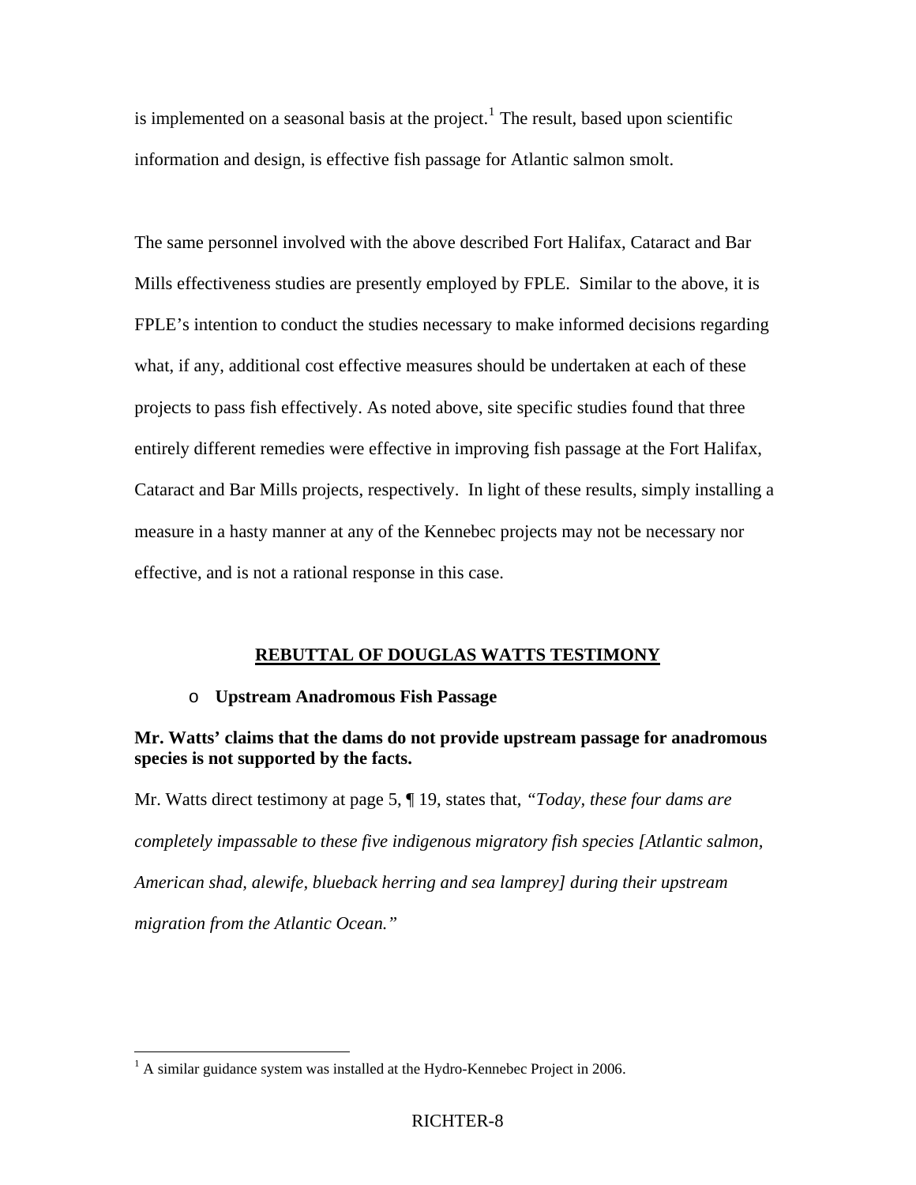is implemented on a seasonal basis at the project.[1] The result, based upon scientific information and design, is effective fish passage for Atlantic salmon smolt.

The same personnel involved with the above described Fort Halifax, Cataract and Bar Mills effectiveness studies are presently employed by FPLE. Similar to the above, it is FPLE's intention to conduct the studies necessary to make informed decisions regarding what, if any, additional cost effective measures should be undertaken at each of these projects to pass fish effectively. As noted above, site specific studies found that three entirely different remedies were effective in improving fish passage at the Fort Halifax, Cataract and Bar Mills projects, respectively. In light of these results, simply installing a measure in a hasty manner at any of the Kennebec projects may not be necessary nor effective, and is not a rational response in this case.

## REBUTTAL OF DOUGLAS WATTS TESTIMONY

- **Upstream Anadromous Fish Passage**

**Mr. Watts' claims that the dams do not provide upstream passage for anadromous species is not supported by the facts.**

Mr. Watts direct testimony at page 5, ¶ 19, states that, *"Today, these four dams are completely impassable to these five indigenous migratory fish species [Atlantic salmon, American shad, alewife, blueback herring and sea lamprey] during their upstream migration from the Atlantic Ocean."*

[1] A similar guidance system was installed at the Hydro-Kennebec Project in 2006.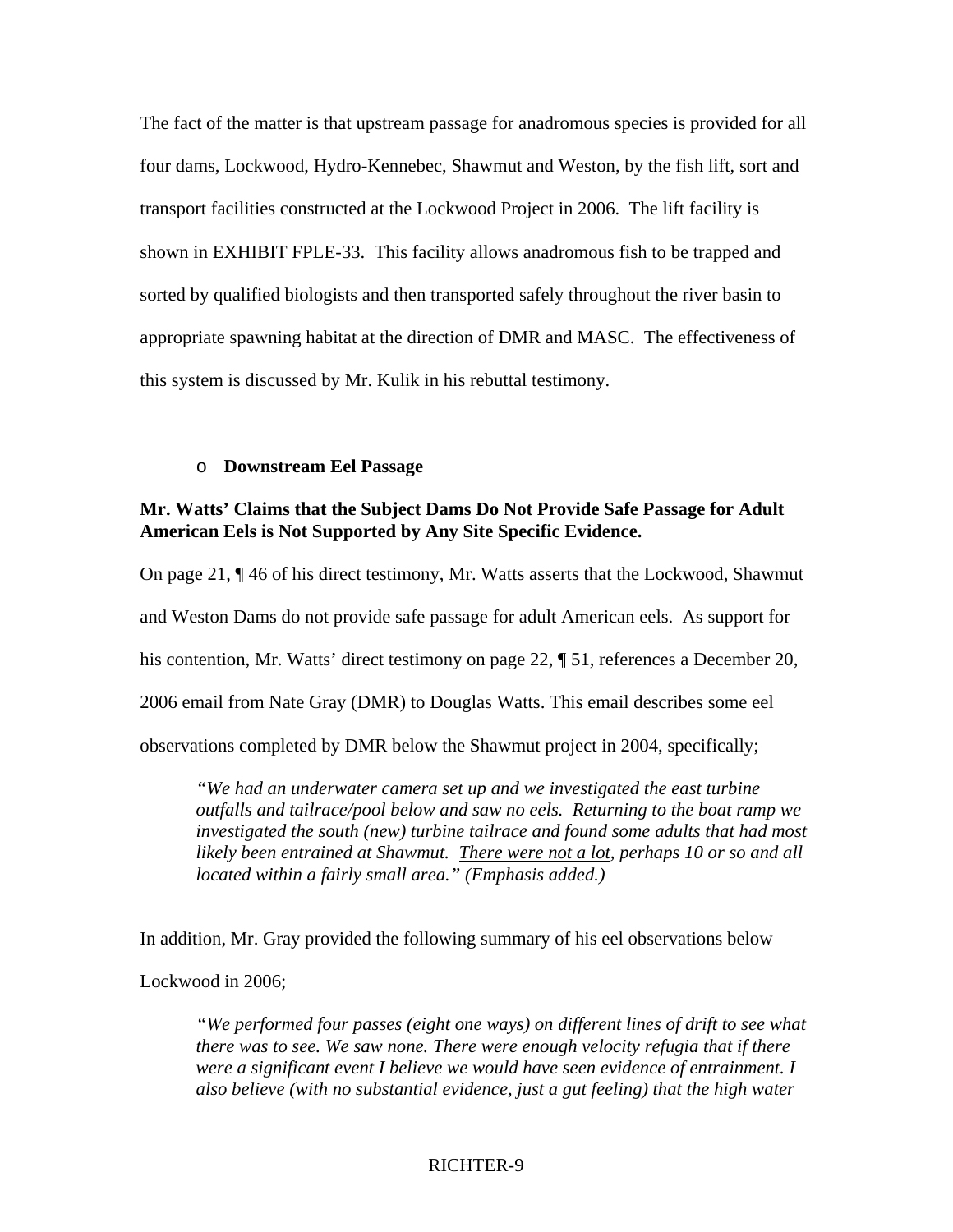The fact of the matter is that upstream passage for anadromous species is provided for all four dams, Lockwood, Hydro-Kennebec, Shawmut and Weston, by the fish lift, sort and transport facilities constructed at the Lockwood Project in 2006. The lift facility is shown in EXHIBIT FPLE-33. This facility allows anadromous fish to be trapped and sorted by qualified biologists and then transported safely throughout the river basin to appropriate spawning habitat at the direction of DMR and MASC. The effectiveness of this system is discussed by Mr. Kulik in his rebuttal testimony.

- **Downstream Eel Passage**

**Mr. Watts' Claims that the Subject Dams Do Not Provide Safe Passage for Adult American Eels is Not Supported by Any Site Specific Evidence.**

On page 21, ¶ 46 of his direct testimony, Mr. Watts asserts that the Lockwood, Shawmut and Weston Dams do not provide safe passage for adult American eels. As support for his contention, Mr. Watts' direct testimony on page 22, ¶ 51, references a December 20, 2006 email from Nate Gray (DMR) to Douglas Watts. This email describes some eel observations completed by DMR below the Shawmut project in 2004, specifically;

> *"We had an underwater camera set up and we investigated the east turbine outfalls and tailrace/pool below and saw no eels. Returning to the boat ramp we investigated the south (new) turbine tailrace and found some adults that had most likely been entrained at Shawmut. <u>There were not a lot</u>, perhaps 10 or so and all located within a fairly small area." (Emphasis added.)*

In addition, Mr. Gray provided the following summary of his eel observations below Lockwood in 2006;

> *"We performed four passes (eight one ways) on different lines of drift to see what there was to see. <u>We saw none.</u> There were enough velocity refugia that if there were a significant event I believe we would have seen evidence of entrainment. I also believe (with no substantial evidence, just a gut feeling) that the high water*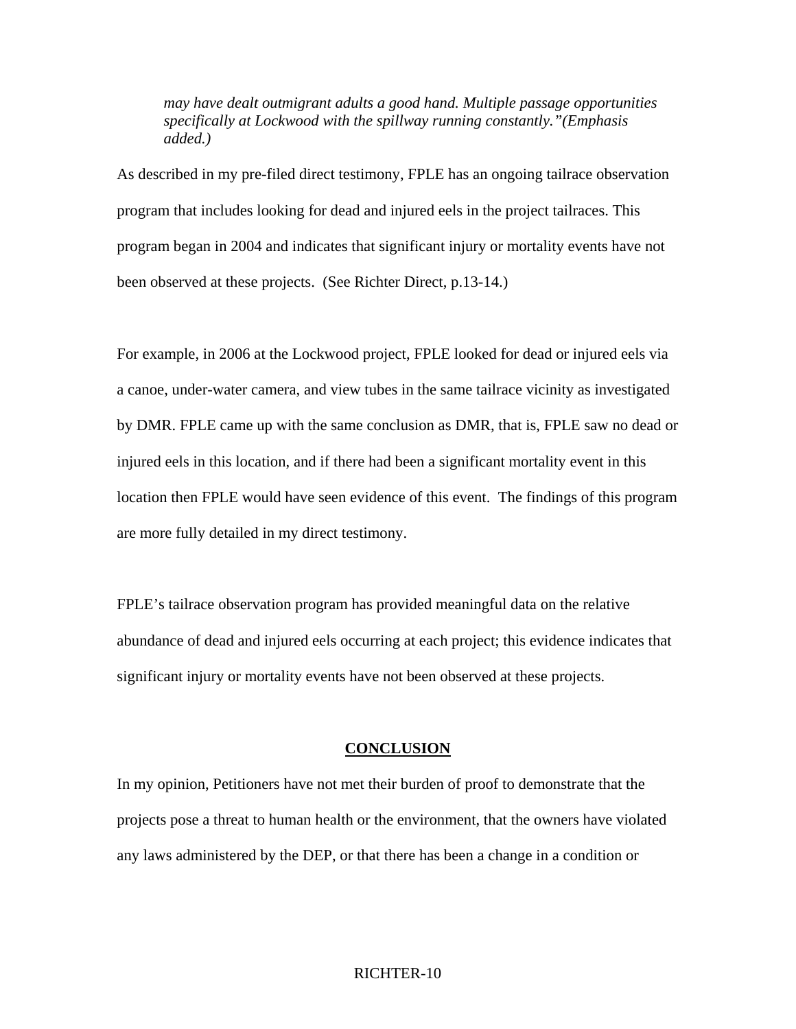> *may have dealt outmigrant adults a good hand. Multiple passage opportunities specifically at Lockwood with the spillway running constantly."(Emphasis added.)*

As described in my pre-filed direct testimony, FPLE has an ongoing tailrace observation program that includes looking for dead and injured eels in the project tailraces. This program began in 2004 and indicates that significant injury or mortality events have not been observed at these projects. (See Richter Direct, p.13-14.)

For example, in 2006 at the Lockwood project, FPLE looked for dead or injured eels via a canoe, under-water camera, and view tubes in the same tailrace vicinity as investigated by DMR. FPLE came up with the same conclusion as DMR, that is, FPLE saw no dead or injured eels in this location, and if there had been a significant mortality event in this location then FPLE would have seen evidence of this event. The findings of this program are more fully detailed in my direct testimony.

FPLE's tailrace observation program has provided meaningful data on the relative abundance of dead and injured eels occurring at each project; this evidence indicates that significant injury or mortality events have not been observed at these projects.

## CONCLUSION

In my opinion, Petitioners have not met their burden of proof to demonstrate that the projects pose a threat to human health or the environment, that the owners have violated any laws administered by the DEP, or that there has been a change in a condition or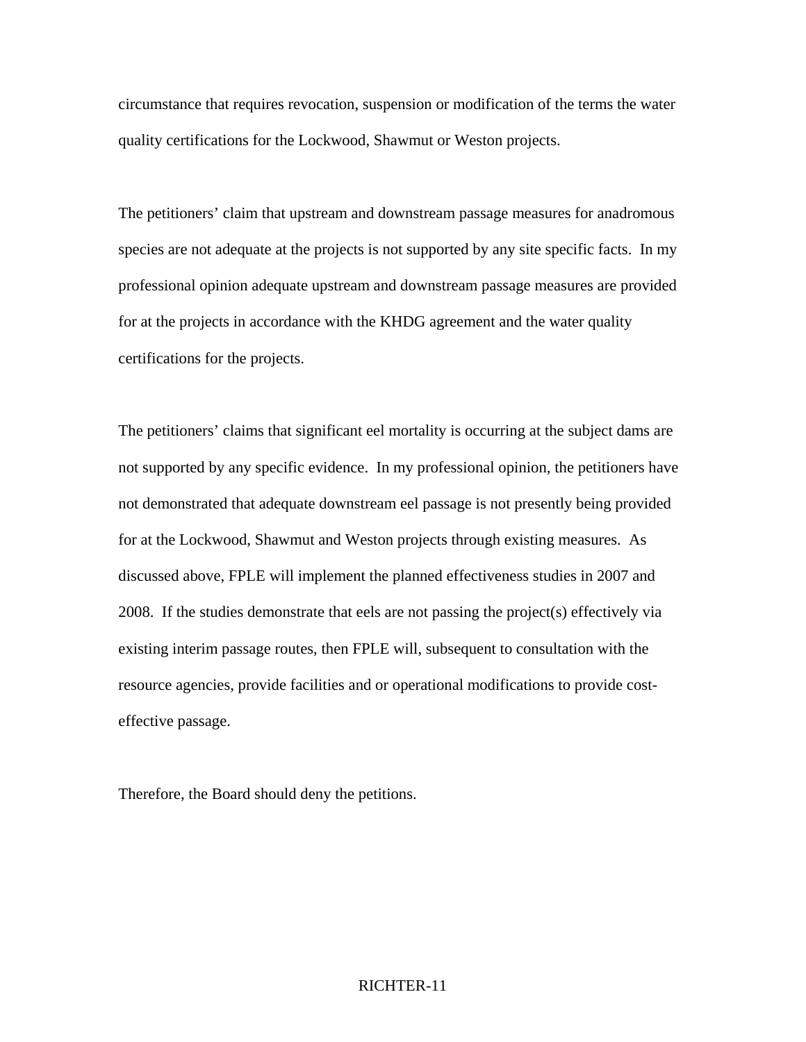circumstance that requires revocation, suspension or modification of the terms the water quality certifications for the Lockwood, Shawmut or Weston projects.

The petitioners' claim that upstream and downstream passage measures for anadromous species are not adequate at the projects is not supported by any site specific facts. In my professional opinion adequate upstream and downstream passage measures are provided for at the projects in accordance with the KHDG agreement and the water quality certifications for the projects.

The petitioners' claims that significant eel mortality is occurring at the subject dams are not supported by any specific evidence. In my professional opinion, the petitioners have not demonstrated that adequate downstream eel passage is not presently being provided for at the Lockwood, Shawmut and Weston projects through existing measures. As discussed above, FPLE will implement the planned effectiveness studies in 2007 and 2008. If the studies demonstrate that eels are not passing the project(s) effectively via existing interim passage routes, then FPLE will, subsequent to consultation with the resource agencies, provide facilities and or operational modifications to provide cost-effective passage.

Therefore, the Board should deny the petitions.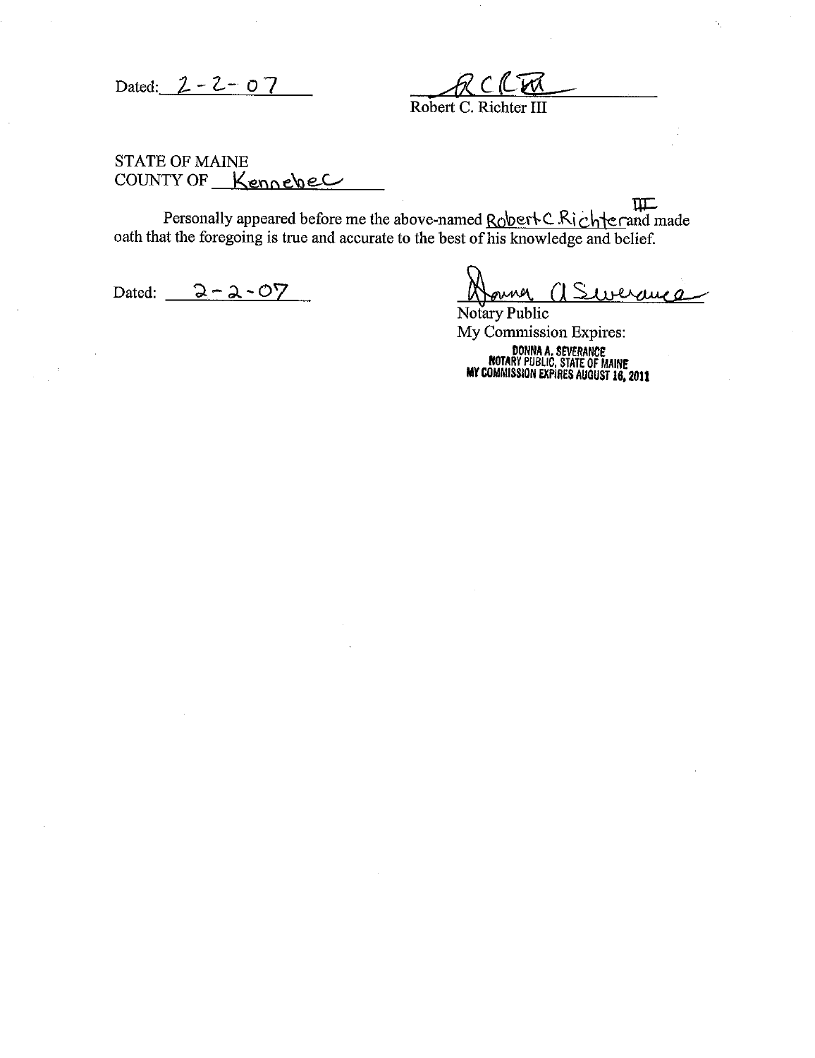Dated: 2-2-07

RCR III

Robert C. Richter III

STATE OF MAINE
COUNTY OF Kennebec

Personally appeared before me the above-named Robert C. Richter III and made oath that the foregoing is true and accurate to the best of his knowledge and belief.

Dated: 2-2-07

Donna A Severance

Notary Public
My Commission Expires:

DONNA A. SEVERANCE
NOTARY PUBLIC, STATE OF MAINE
MY COMMISSION EXPIRES AUGUST 16, 2011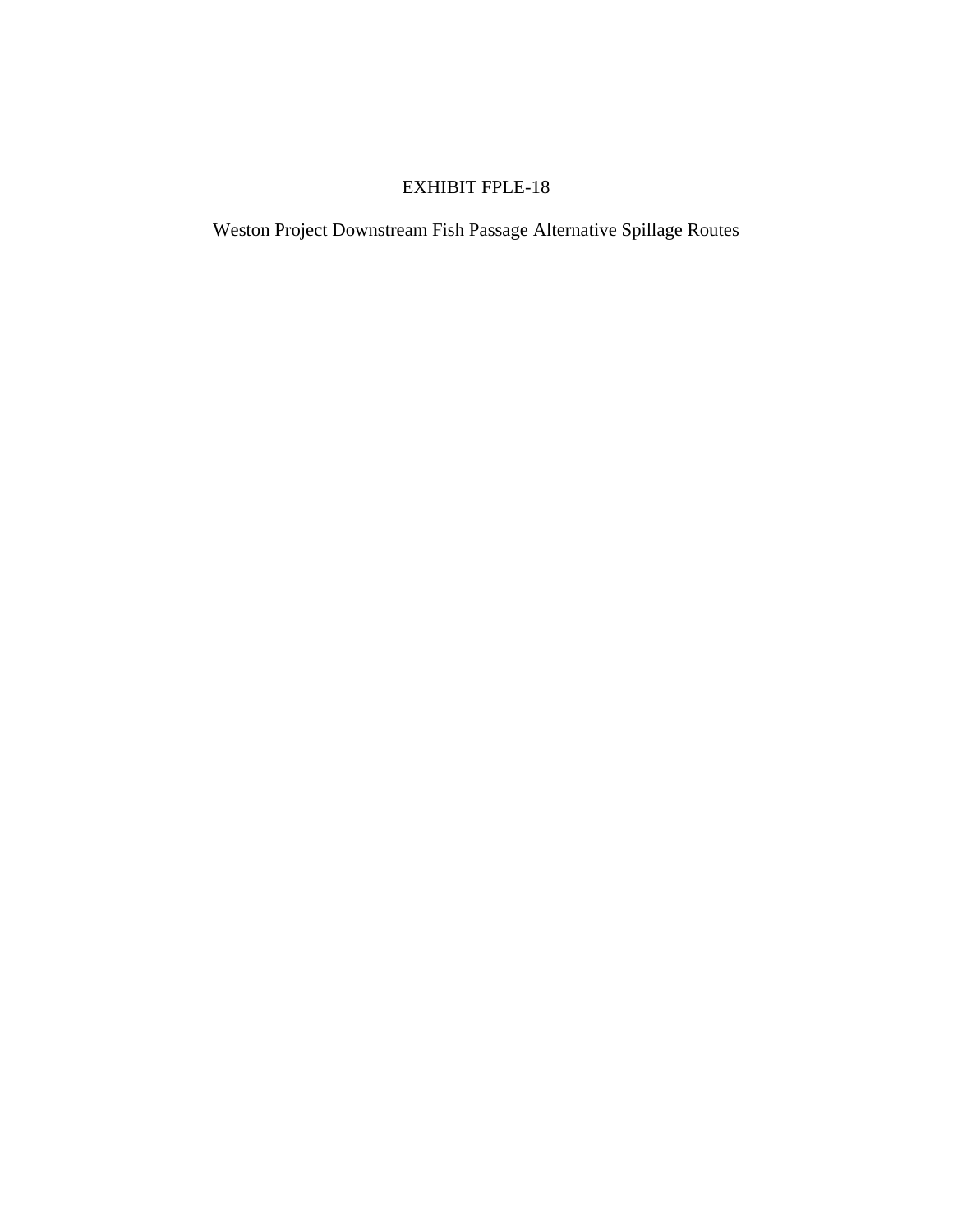# EXHIBIT FPLE-18

Weston Project Downstream Fish Passage Alternative Spillage Routes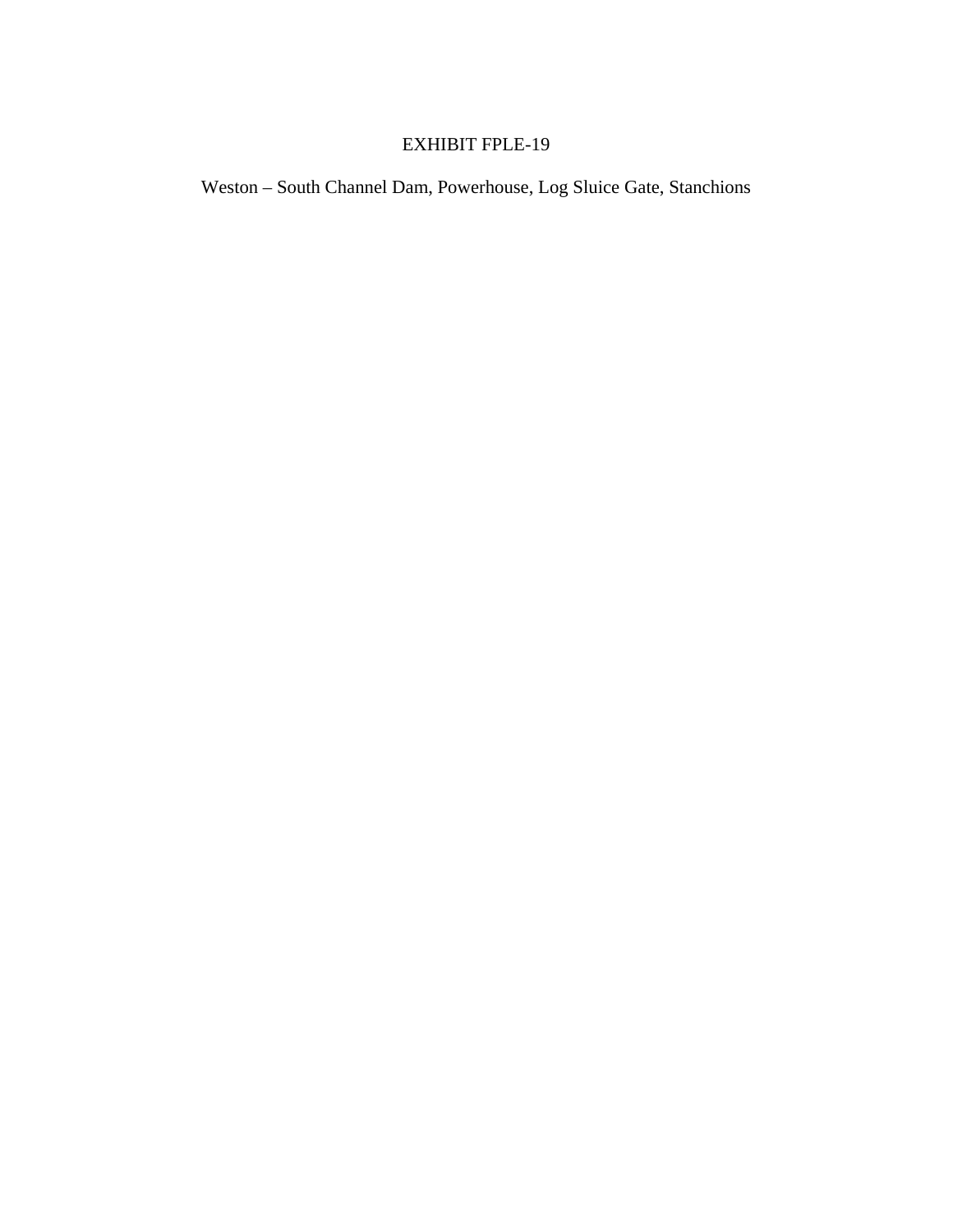# EXHIBIT FPLE-19

Weston – South Channel Dam, Powerhouse, Log Sluice Gate, Stanchions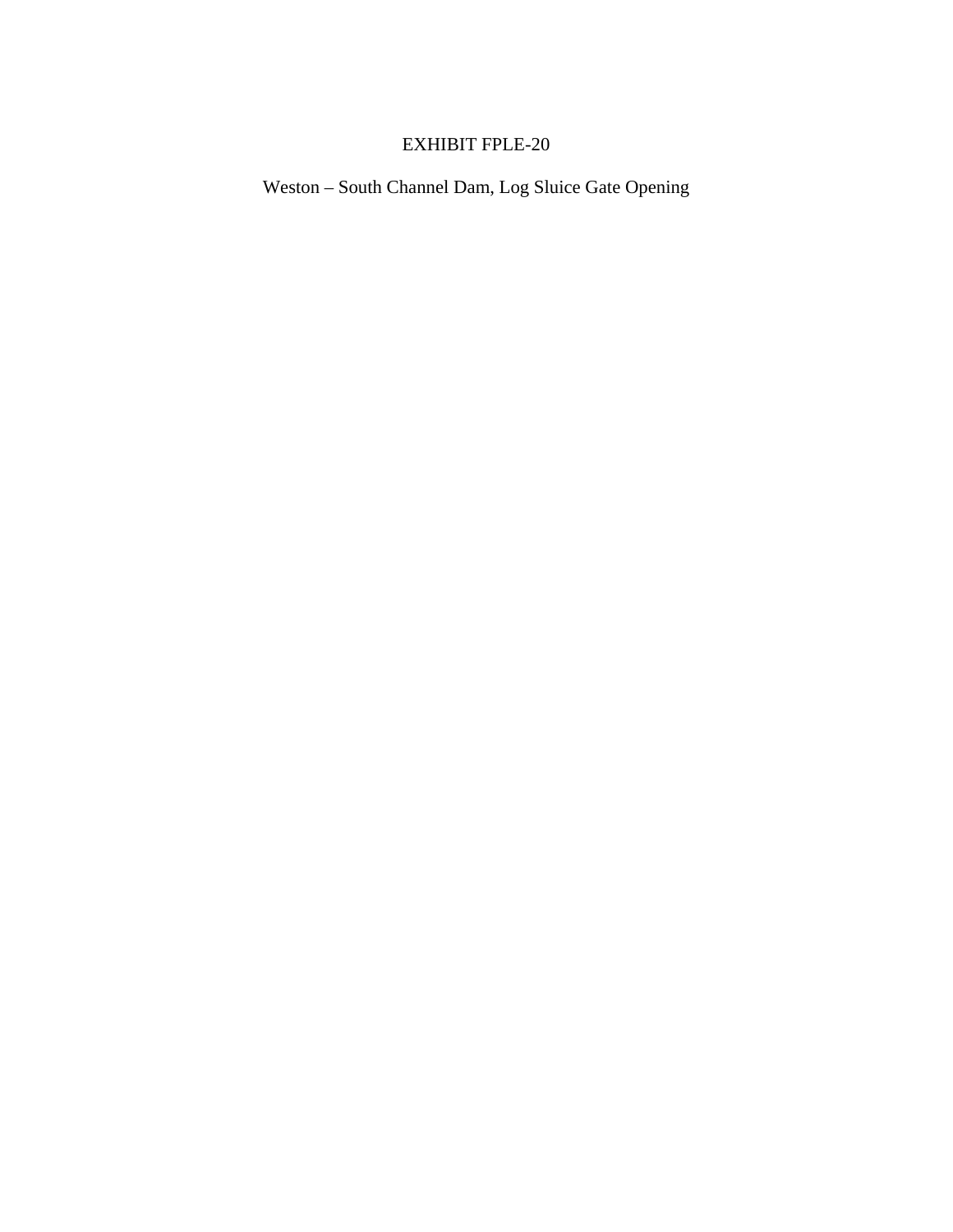# EXHIBIT FPLE-20

Weston – South Channel Dam, Log Sluice Gate Opening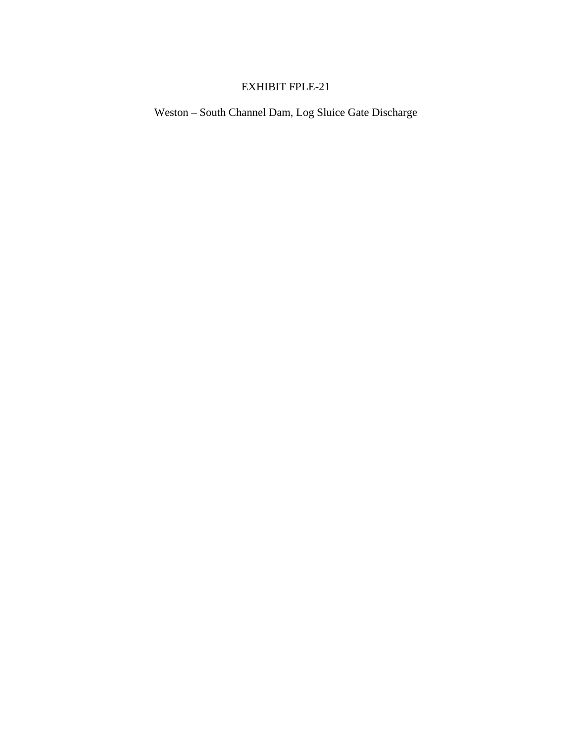# EXHIBIT FPLE-21

Weston – South Channel Dam, Log Sluice Gate Discharge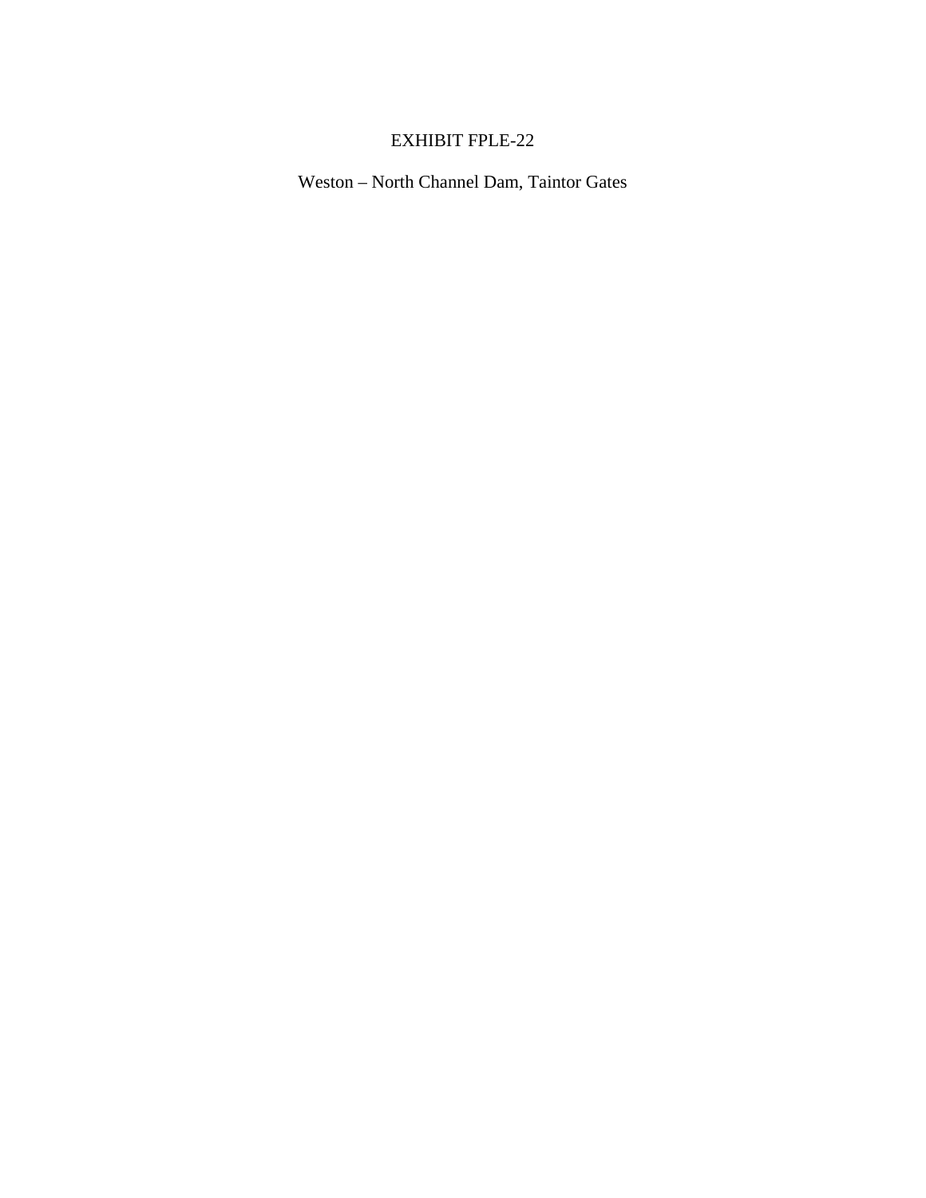EXHIBIT FPLE-22

Weston – North Channel Dam, Taintor Gates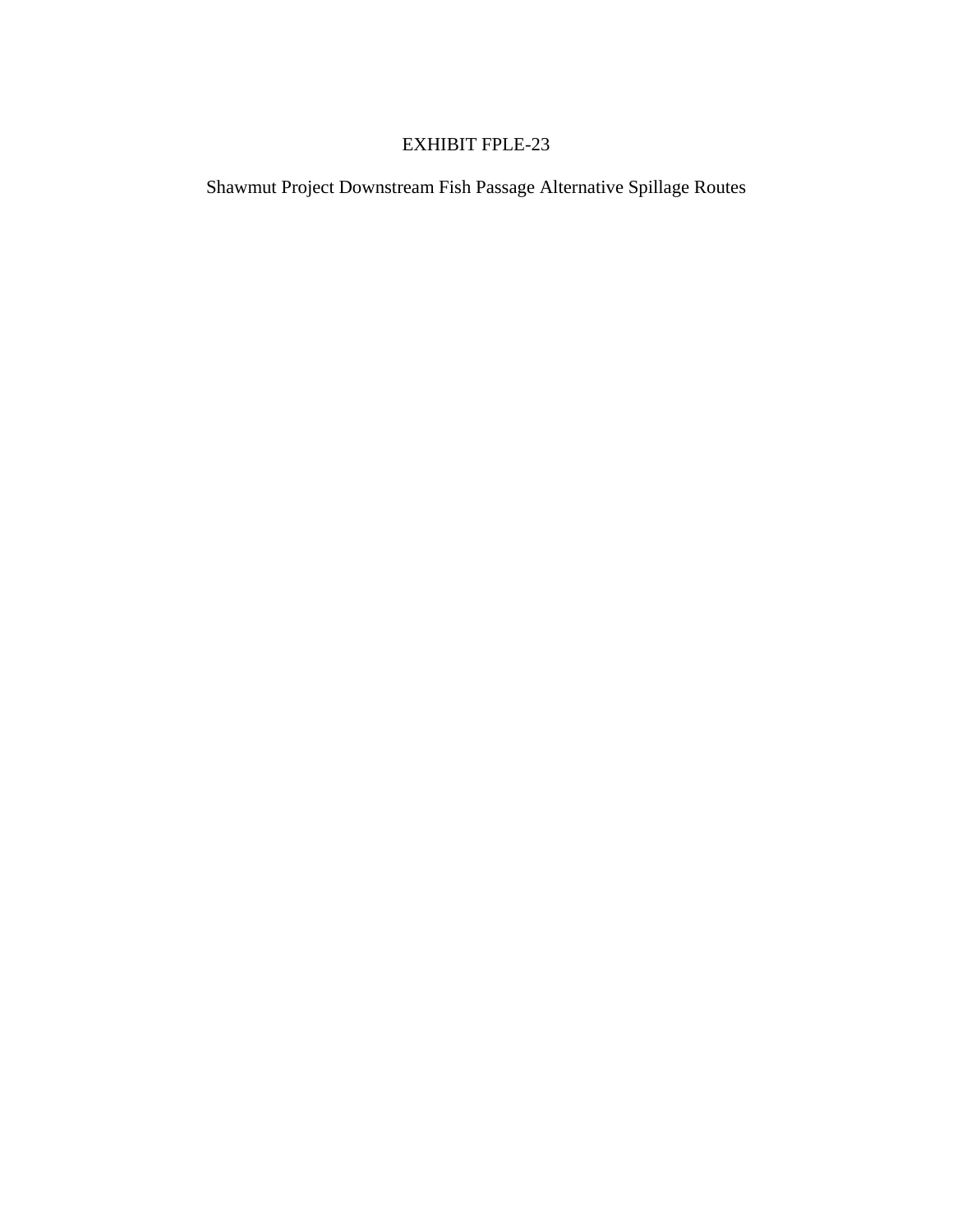# EXHIBIT FPLE-23

Shawmut Project Downstream Fish Passage Alternative Spillage Routes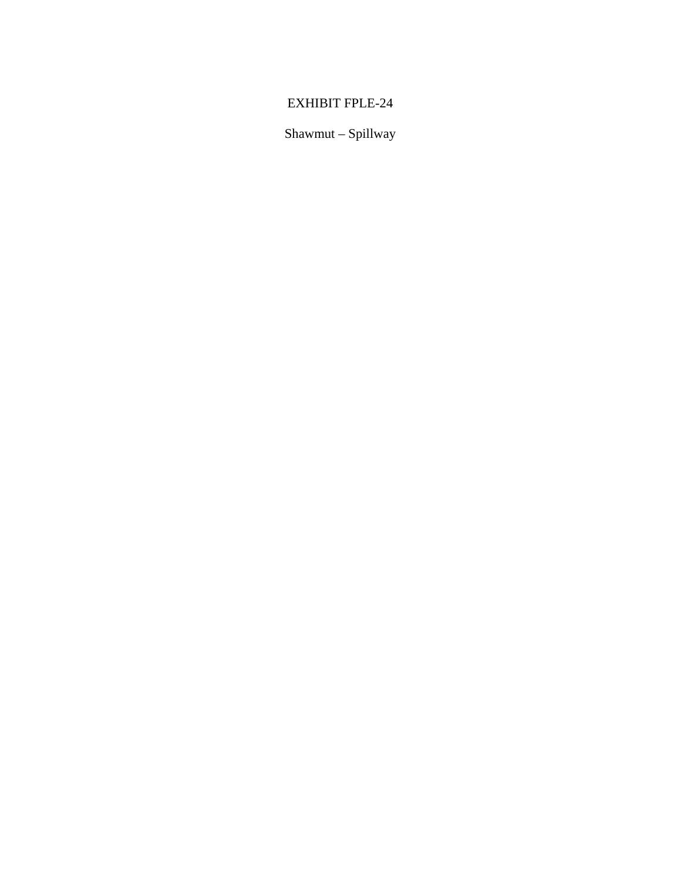EXHIBIT FPLE-24

Shawmut – Spillway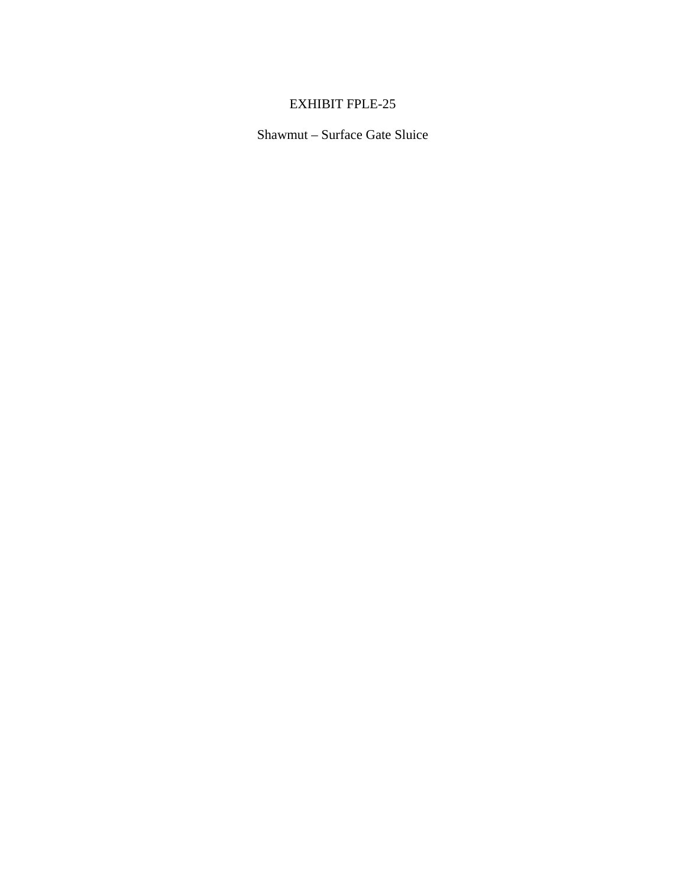EXHIBIT FPLE-25

Shawmut – Surface Gate Sluice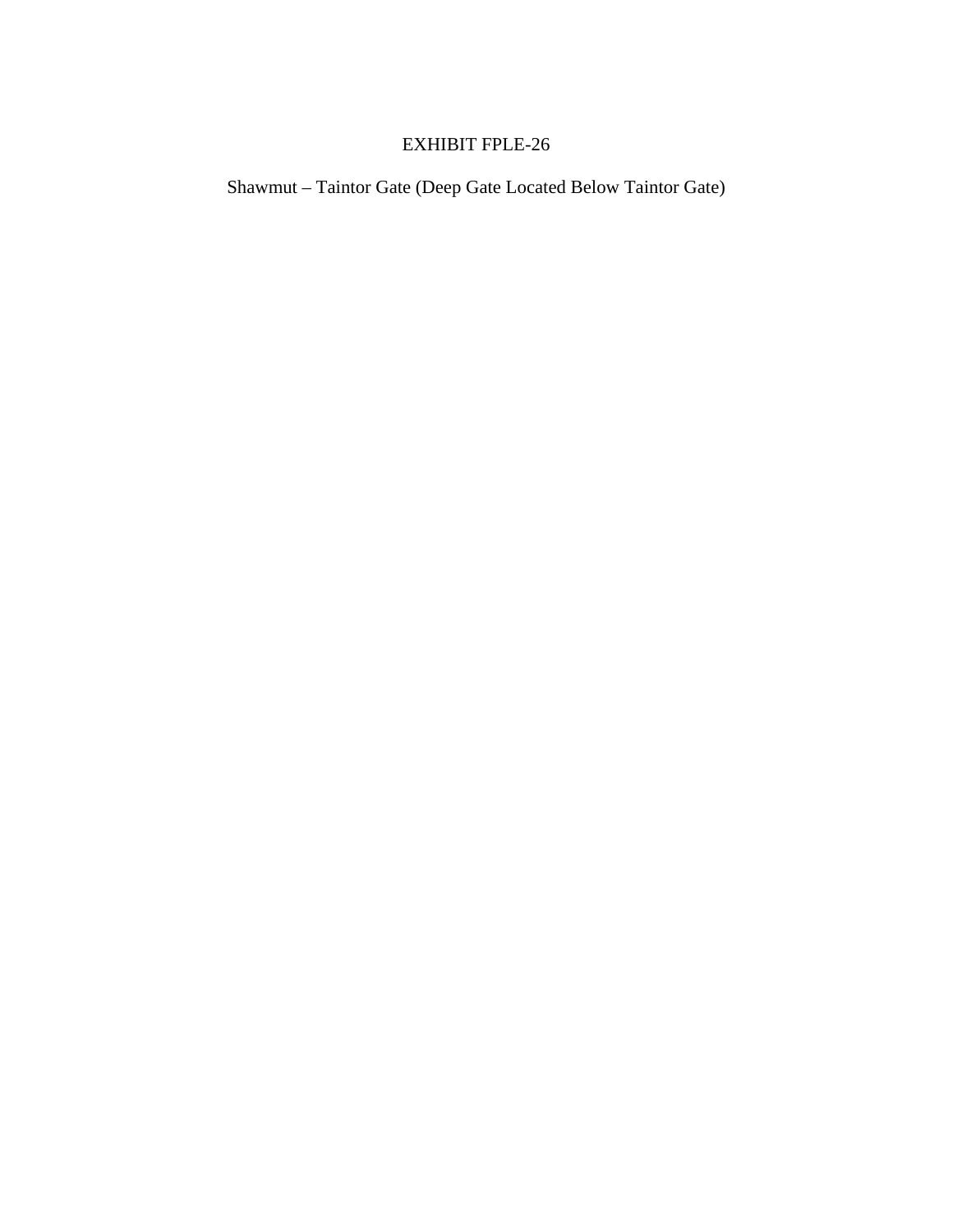# EXHIBIT FPLE-26

Shawmut – Taintor Gate (Deep Gate Located Below Taintor Gate)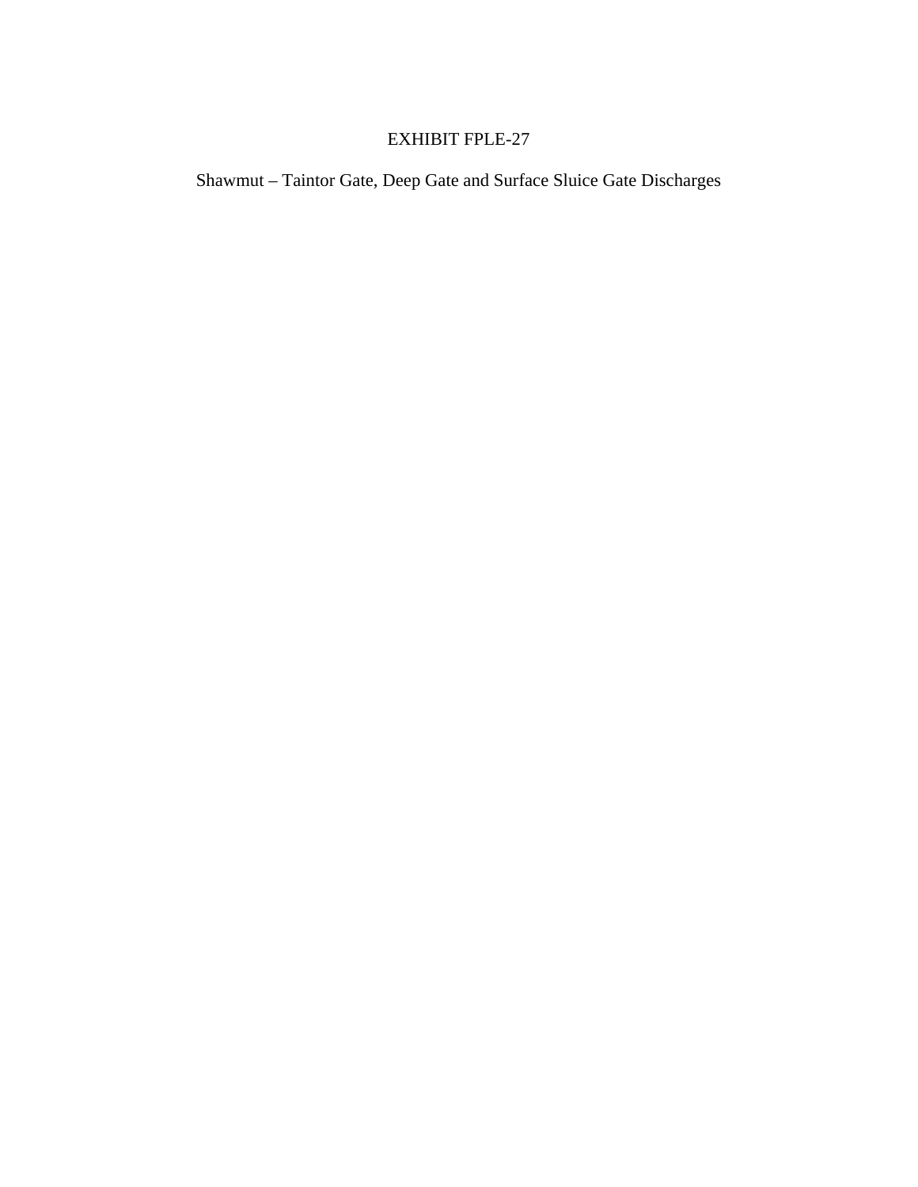# EXHIBIT FPLE-27

Shawmut – Taintor Gate, Deep Gate and Surface Sluice Gate Discharges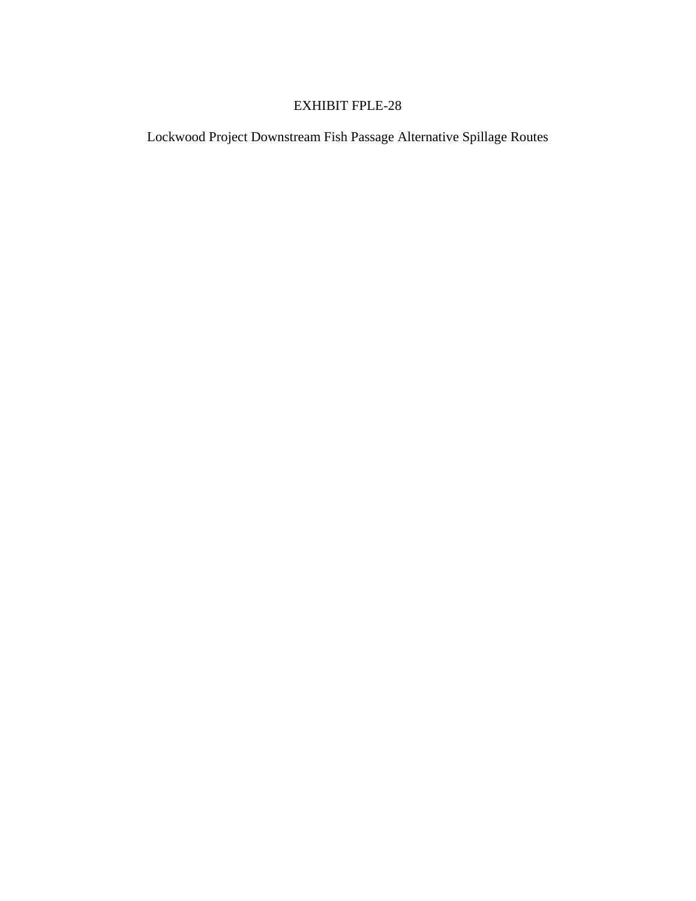# EXHIBIT FPLE-28

Lockwood Project Downstream Fish Passage Alternative Spillage Routes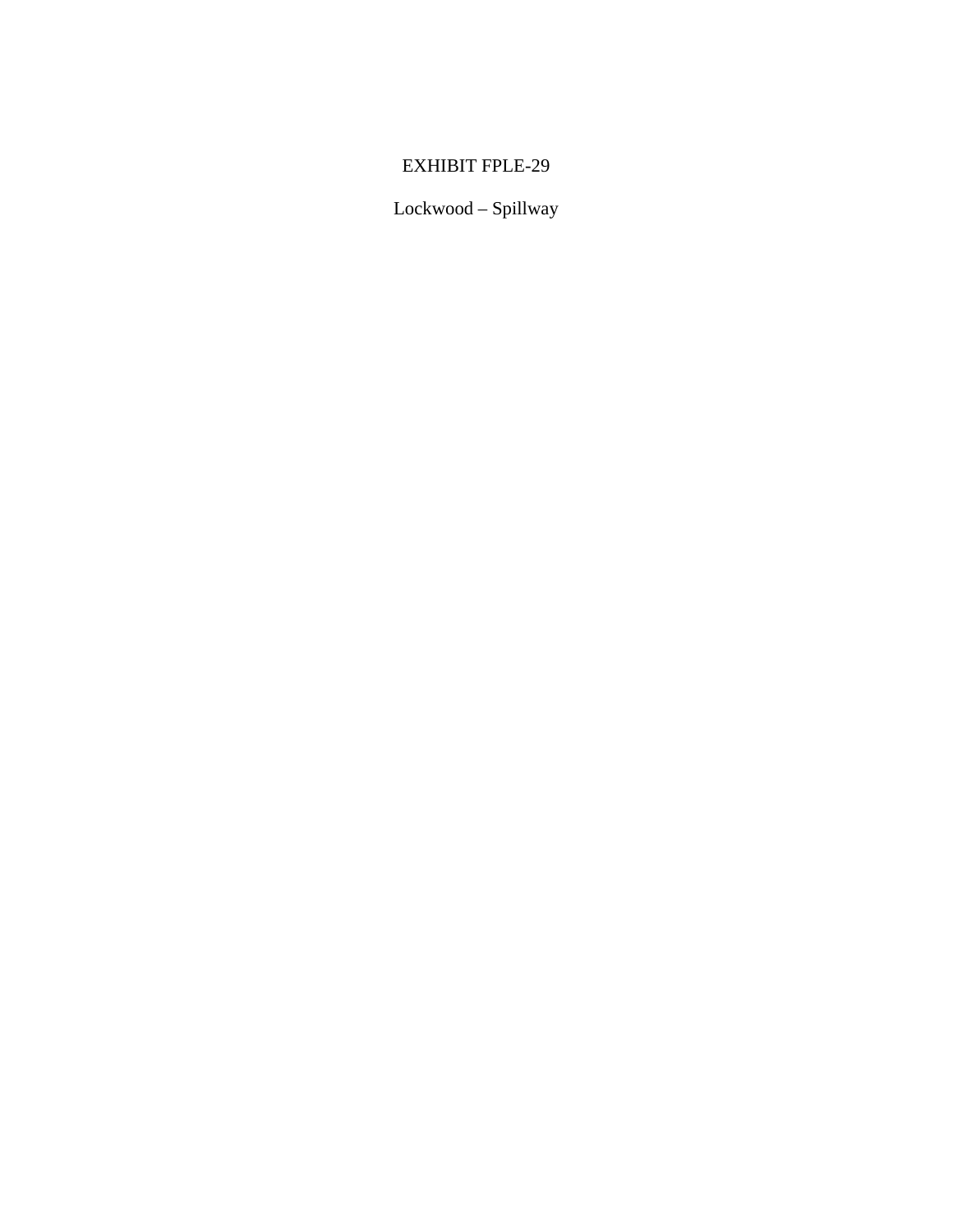EXHIBIT FPLE-29

Lockwood – Spillway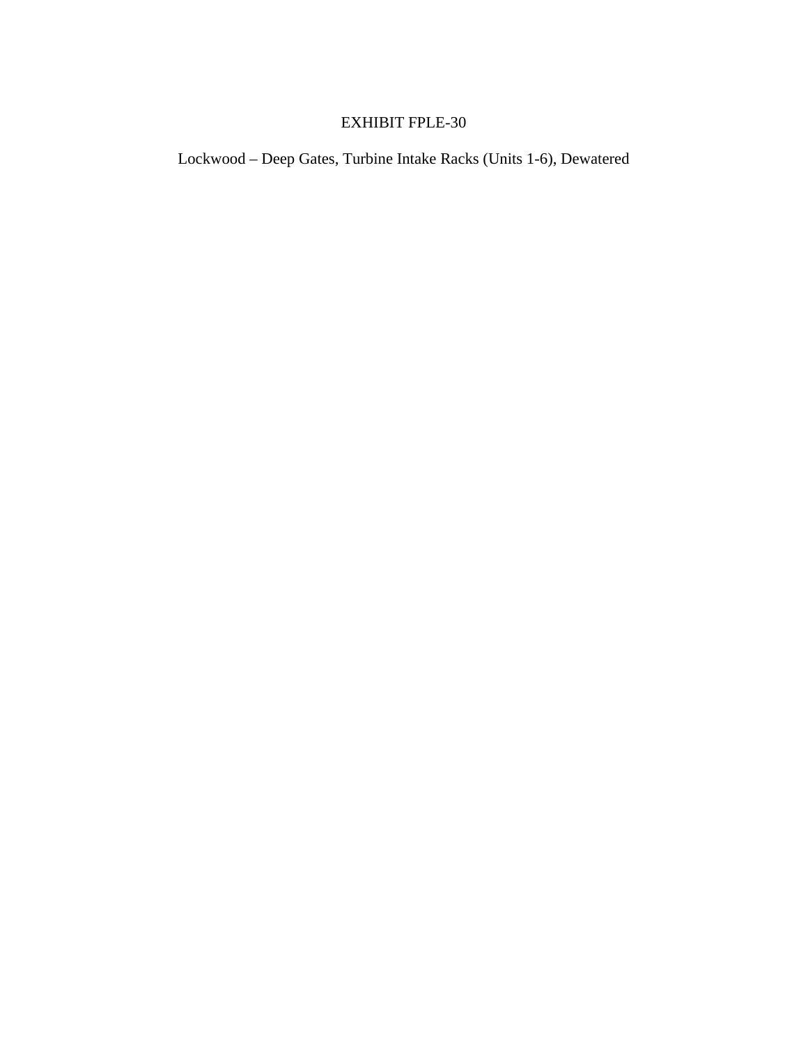# EXHIBIT FPLE-30

Lockwood – Deep Gates, Turbine Intake Racks (Units 1-6), Dewatered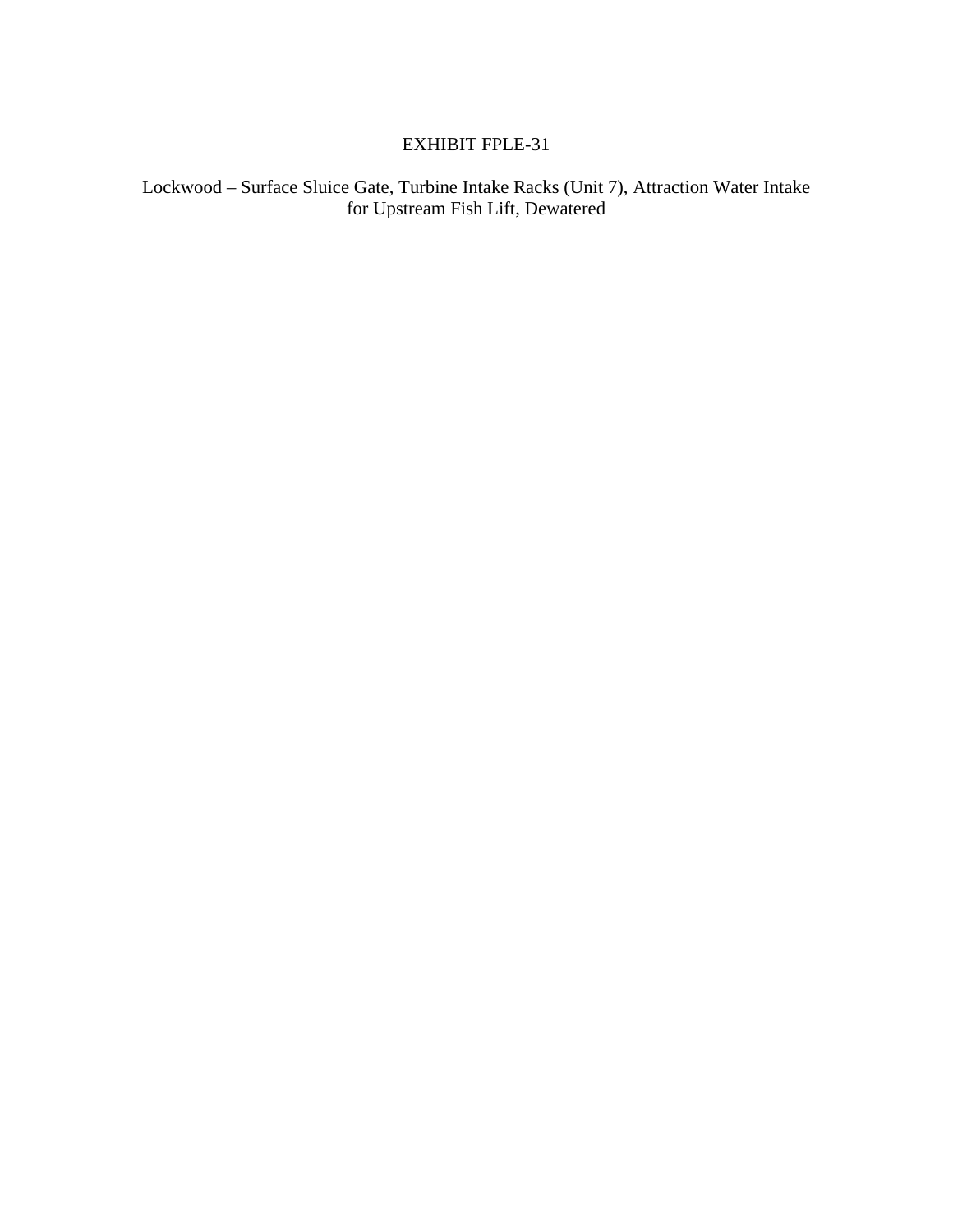# EXHIBIT FPLE-31

Lockwood – Surface Sluice Gate, Turbine Intake Racks (Unit 7), Attraction Water Intake for Upstream Fish Lift, Dewatered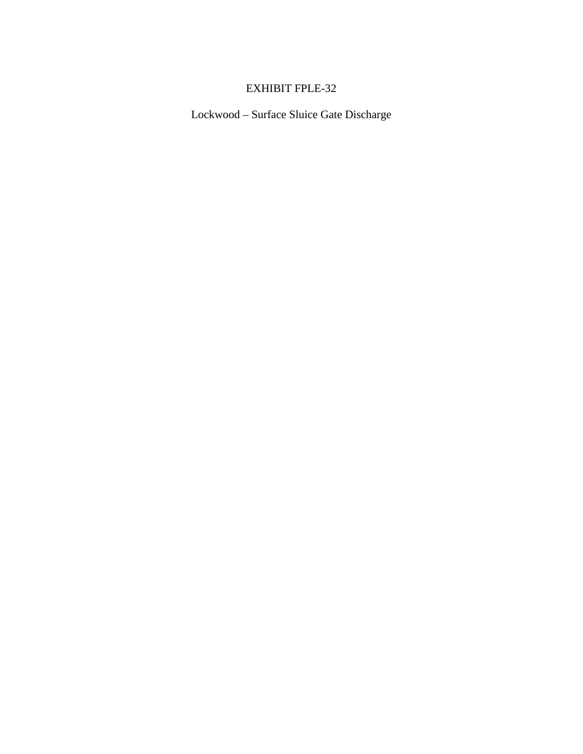# EXHIBIT FPLE-32

Lockwood – Surface Sluice Gate Discharge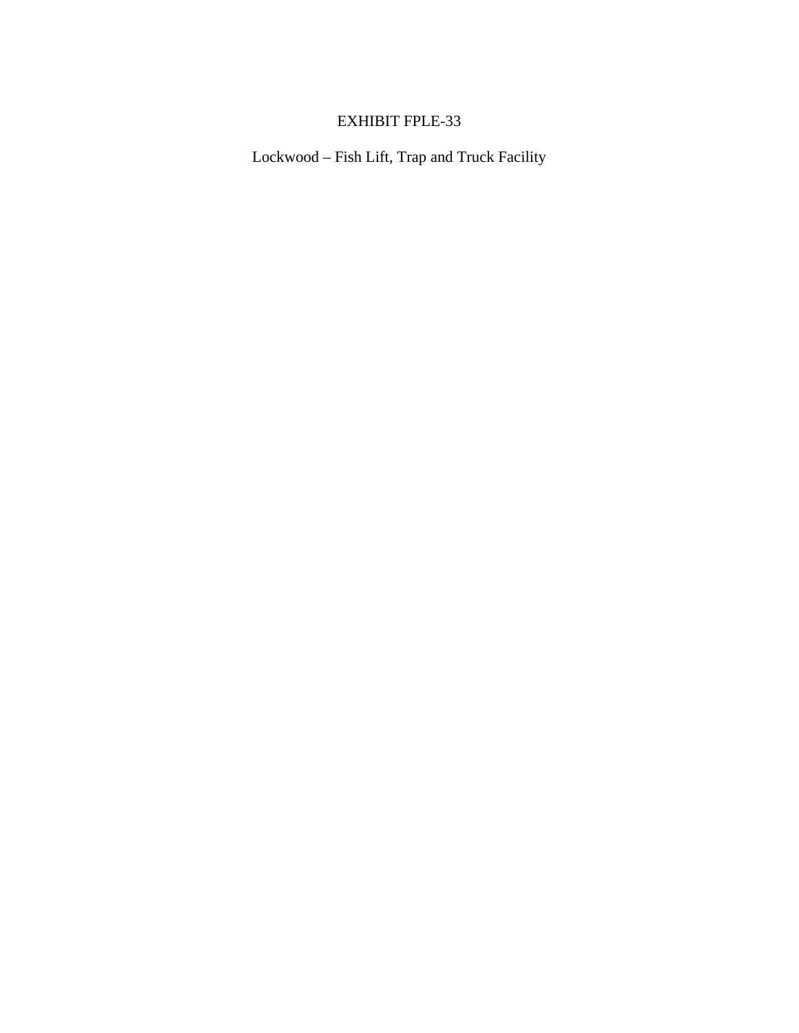# EXHIBIT FPLE-33

## Lockwood – Fish Lift, Trap and Truck Facility